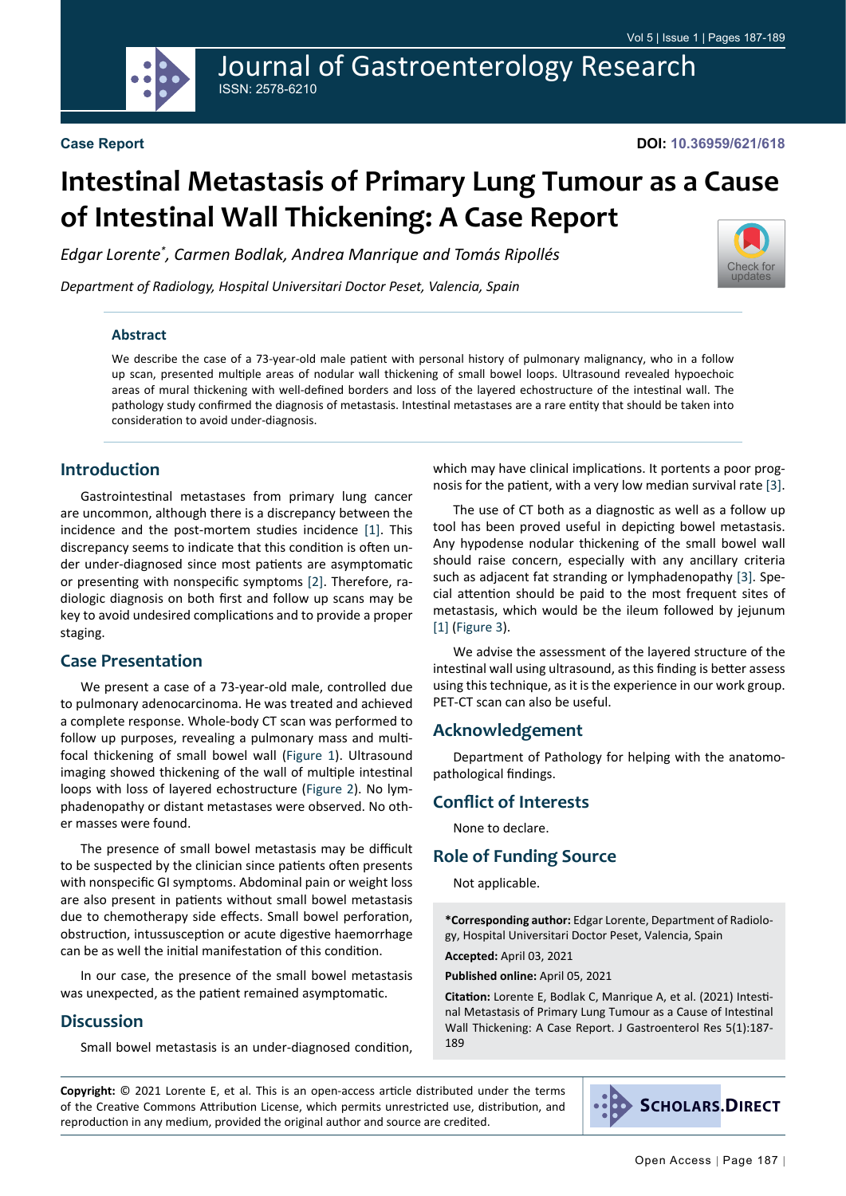# Journal of Gastroenterology Research

ISSN: 2578-6210

**Case Report**

**DOI: 10.36959/621/618**

# Intestinal Metastasis of Primary Lung Tumour as a Cause of Intestinal Wall Thickening: A Case Report

*Edgar Lorente[*], Carmen Bodlak, Andrea Manrique and Tomás Ripollés*

*Department of Radiology, Hospital Universitari Doctor Peset, Valencia, Spain*

### Abstract

We describe the case of a 73-year-old male patient with personal history of pulmonary malignancy, who in a follow up scan, presented multiple areas of nodular wall thickening of small bowel loops. Ultrasound revealed hypoechoic areas of mural thickening with well-defined borders and loss of the layered echostructure of the intestinal wall. The pathology study confirmed the diagnosis of metastasis. Intestinal metastases are a rare entity that should be taken into consideration to avoid under-diagnosis.

## Introduction

Gastrointestinal metastases from primary lung cancer are uncommon, although there is a discrepancy between the incidence and the post-mortem studies incidence [1]. This discrepancy seems to indicate that this condition is often under under-diagnosed since most patients are asymptomatic or presenting with nonspecific symptoms [2]. Therefore, radiologic diagnosis on both first and follow up scans may be key to avoid undesired complications and to provide a proper staging.

## Case Presentation

We present a case of a 73-year-old male, controlled due to pulmonary adenocarcinoma. He was treated and achieved a complete response. Whole-body CT scan was performed to follow up purposes, revealing a pulmonary mass and multifocal thickening of small bowel wall (Figure 1). Ultrasound imaging showed thickening of the wall of multiple intestinal loops with loss of layered echostructure (Figure 2). No lymphadenopathy or distant metastases were observed. No other masses were found.

The presence of small bowel metastasis may be difficult to be suspected by the clinician since patients often presents with nonspecific GI symptoms. Abdominal pain or weight loss are also present in patients without small bowel metastasis due to chemotherapy side effects. Small bowel perforation, obstruction, intussusception or acute digestive haemorrhage can be as well the initial manifestation of this condition.

In our case, the presence of the small bowel metastasis was unexpected, as the patient remained asymptomatic.

## Discussion

Small bowel metastasis is an under-diagnosed condition, which may have clinical implications. It portents a poor prognosis for the patient, with a very low median survival rate [3].

The use of CT both as a diagnostic as well as a follow up tool has been proved useful in depicting bowel metastasis. Any hypodense nodular thickening of the small bowel wall should raise concern, especially with any ancillary criteria such as adjacent fat stranding or lymphadenopathy [3]. Special attention should be paid to the most frequent sites of metastasis, which would be the ileum followed by jejunum [1] (Figure 3).

We advise the assessment of the layered structure of the intestinal wall using ultrasound, as this finding is better assess using this technique, as it is the experience in our work group. PET-CT scan can also be useful.

## Acknowledgement

Department of Pathology for helping with the anatomopathological findings.

## Conflict of Interests

None to declare.

## Role of Funding Source

Not applicable.

**\*Corresponding author:** Edgar Lorente, Department of Radiology, Hospital Universitari Doctor Peset, Valencia, Spain

**Accepted:** April 03, 2021

**Published online:** April 05, 2021

**Citation:** Lorente E, Bodlak C, Manrique A, et al. (2021) Intestinal Metastasis of Primary Lung Tumour as a Cause of Intestinal Wall Thickening: A Case Report. J Gastroenterol Res 5(1):187-189

**Copyright:** © 2021 Lorente E, et al. This is an open-access article distributed under the terms of the Creative Commons Attribution License, which permits unrestricted use, distribution, and reproduction in any medium, provided the original author and source are credited.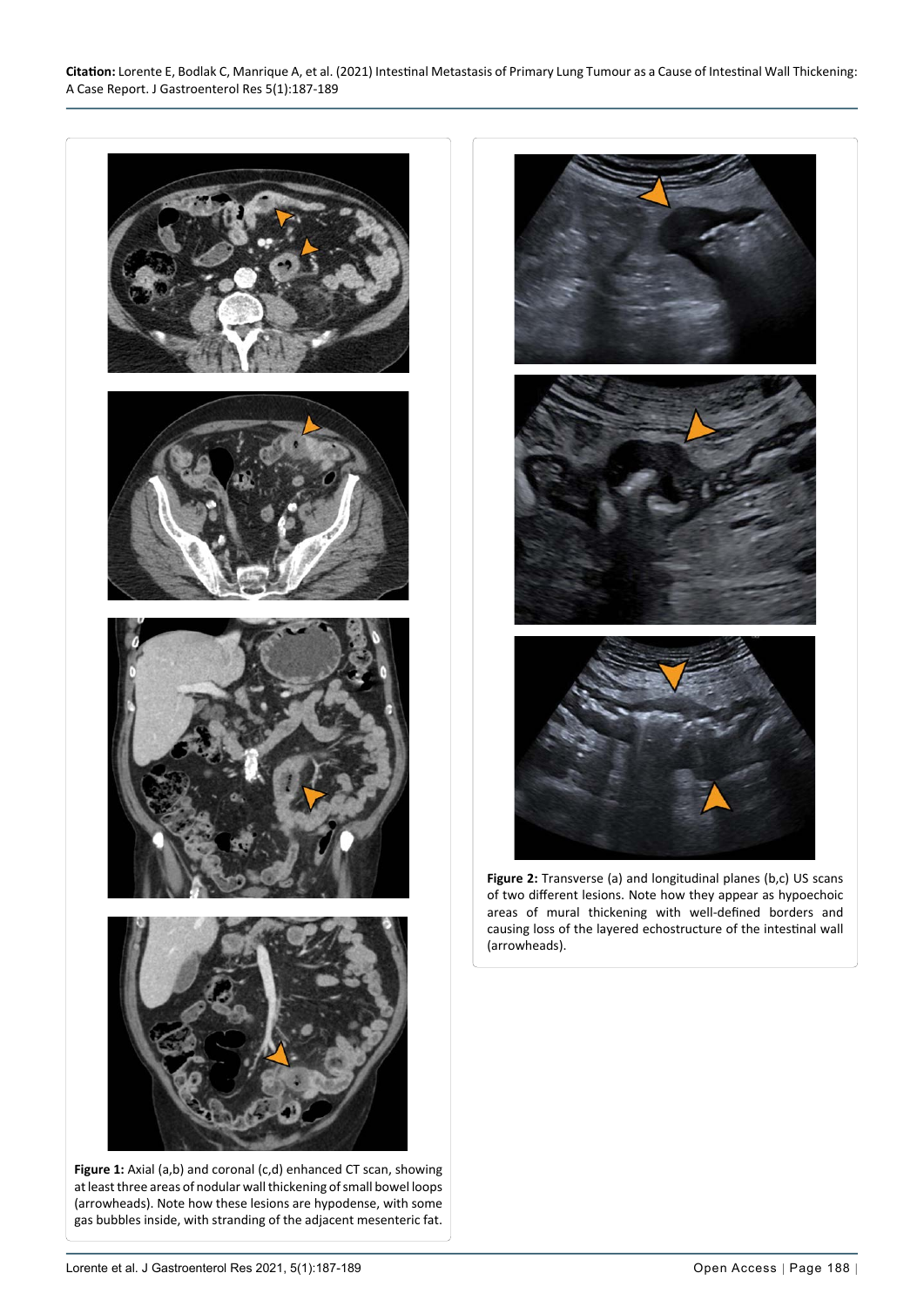**Figure 1:** Axial (a,b) and coronal (c,d) enhanced CT scan, showing at least three areas of nodular wall thickening of small bowel loops (arrowheads). Note how these lesions are hypodense, with some gas bubbles inside, with stranding of the adjacent mesenteric fat.

**Figure 2:** Transverse (a) and longitudinal planes (b,c) US scans of two different lesions. Note how they appear as hypoechoic areas of mural thickening with well-defined borders and causing loss of the layered echostructure of the intestinal wall (arrowheads).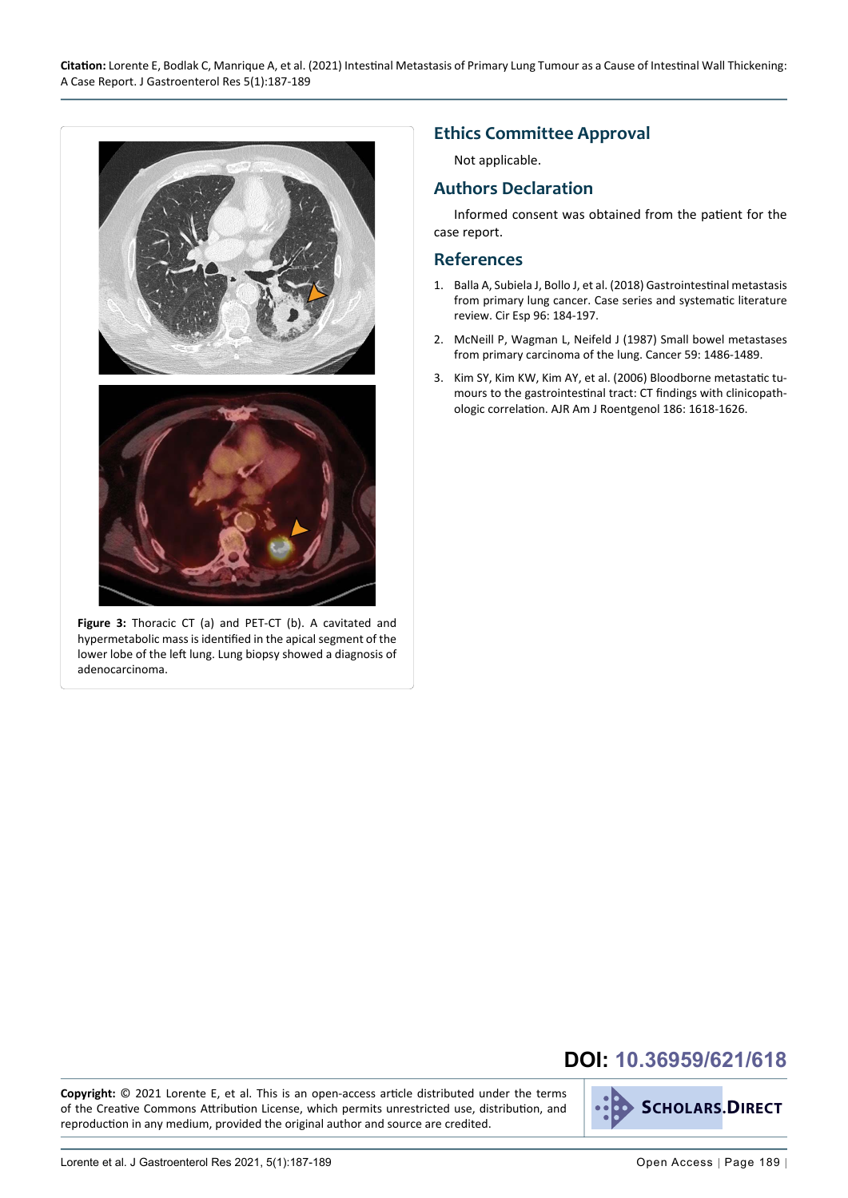Figure 3: Thoracic CT (a) and PET-CT (b). A cavitated and hypermetabolic mass is identified in the apical segment of the lower lobe of the left lung. Lung biopsy showed a diagnosis of adenocarcinoma.

## Ethics Committee Approval

Not applicable.

## Authors Declaration

Informed consent was obtained from the patient for the case report.

## References

1. Balla A, Subiela J, Bollo J, et al. (2018) Gastrointestinal metastasis from primary lung cancer. Case series and systematic literature review. Cir Esp 96: 184-197.
2. McNeill P, Wagman L, Neifeld J (1987) Small bowel metastases from primary carcinoma of the lung. Cancer 59: 1486-1489.
3. Kim SY, Kim KW, Kim AY, et al. (2006) Bloodborne metastatic tumours to the gastrointestinal tract: CT findings with clinicopathologic correlation. AJR Am J Roentgenol 186: 1618-1626.

**DOI: 10.36959/621/618**

**Copyright:** © 2021 Lorente E, et al. This is an open-access article distributed under the terms of the Creative Commons Attribution License, which permits unrestricted use, distribution, and reproduction in any medium, provided the original author and source are credited.